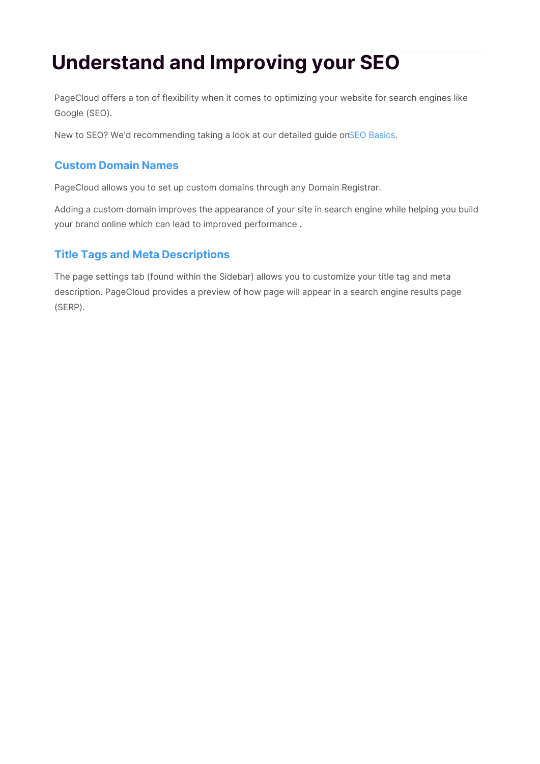# Understand and Improving your SEO

PageCloud offers a ton of flexibility when it comes to optimizing your website for search engines like Google (SEO).

New to SEO? We'd recommending taking a look at our detailed guide onSEO Basics.

## Custom Domain Names

PageCloud allows you to set up custom domains through any Domain Registrar.

Adding a custom domain improves the appearance of your site in search engine while helping you build your brand online which can lead to improved performance .

## Title Tags and Meta Descriptions

The page settings tab (found within the Sidebar) allows you to customize your title tag and meta description. PageCloud provides a preview of how page will appear in a search engine results page (SERP).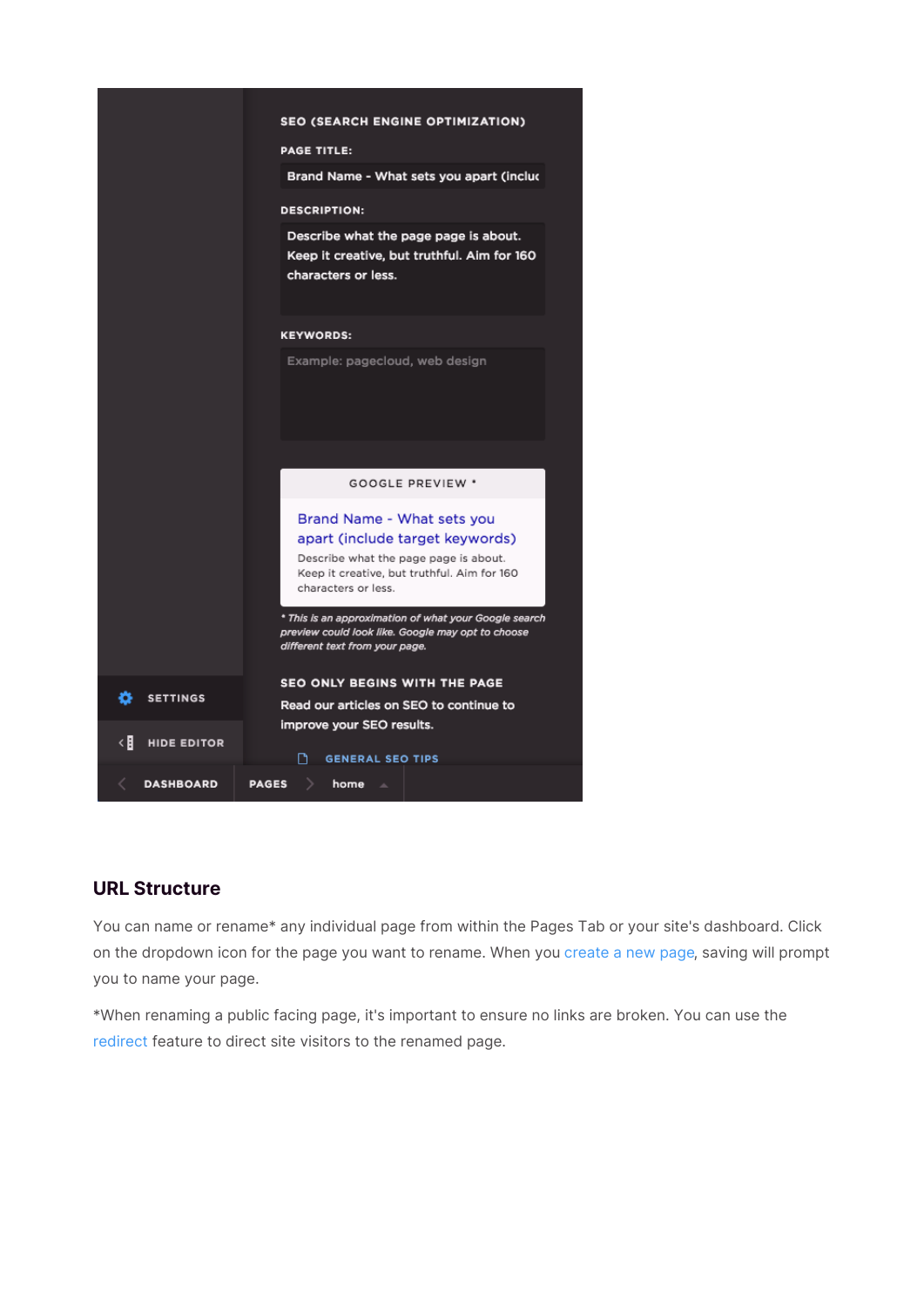## URL Structure

You can name or rename* any individual page from within the Pages Tab or your site's dashboard. Click on the dropdown icon for the page you want to rename. When you create a new page, saving will prompt you to name your page.

*When renaming a public facing page, it's important to ensure no links are broken. You can use the redirect feature to direct site visitors to the renamed page.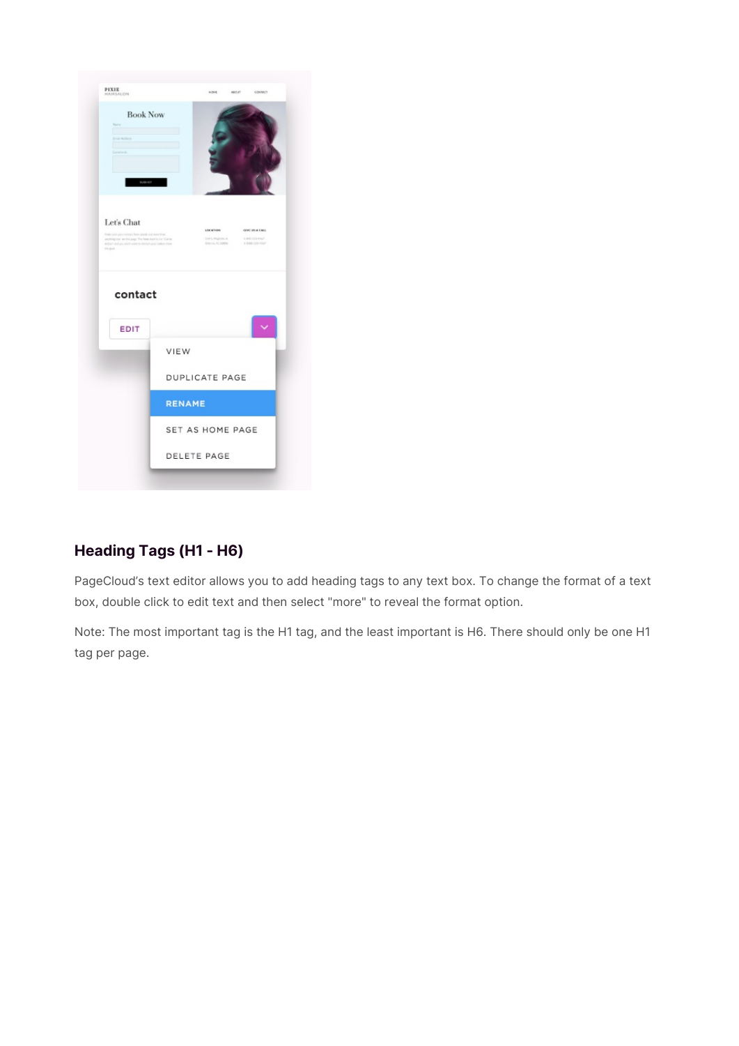## Heading Tags (H1 - H6)

PageCloud's text editor allows you to add heading tags to any text box. To change the format of a text box, double click to edit text and then select "more" to reveal the format option.

Note: The most important tag is the H1 tag, and the least important is H6. There should only be one H1 tag per page.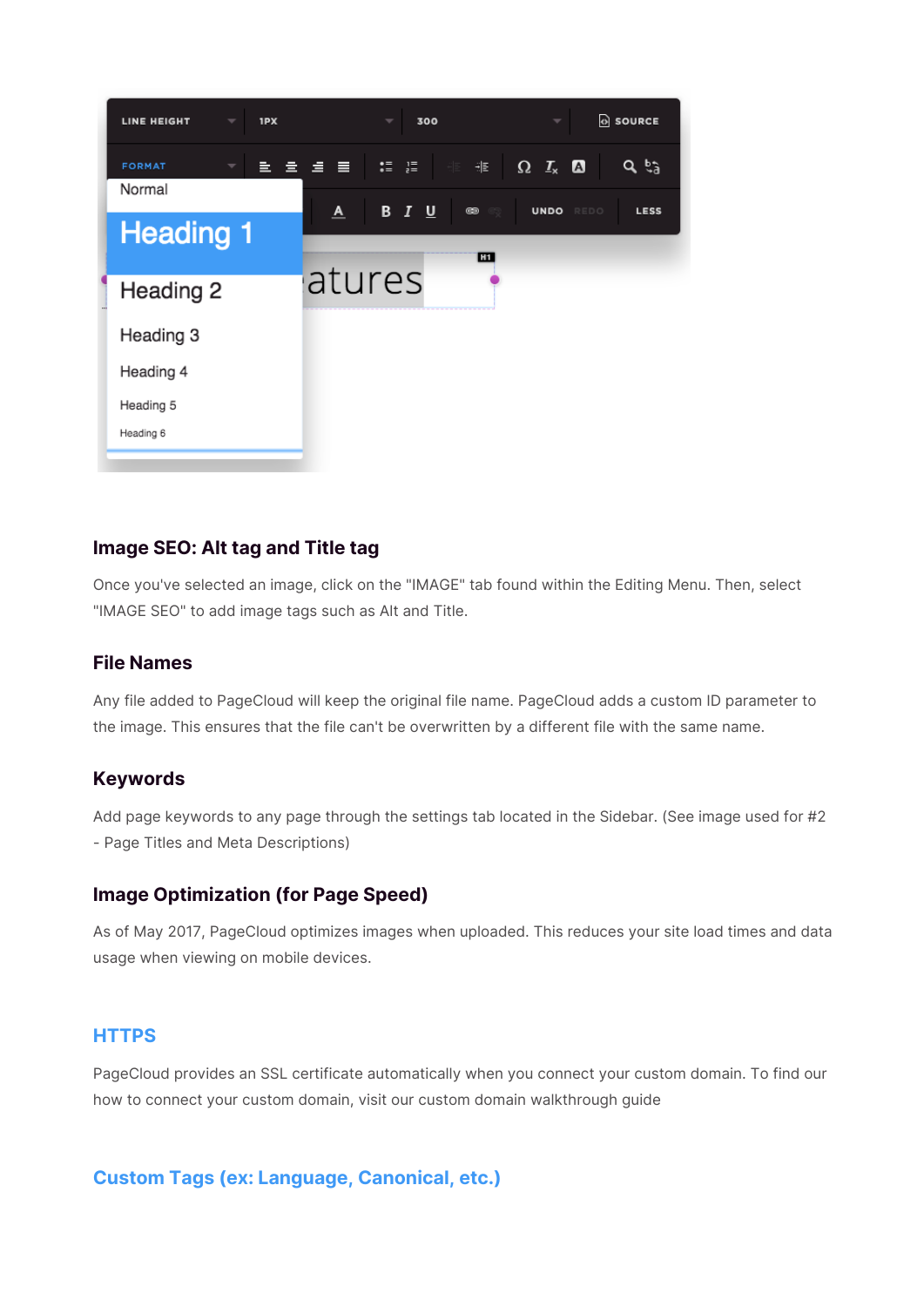### Image SEO: Alt tag and Title tag

Once you've selected an image, click on the "IMAGE" tab found within the Editing Menu. Then, select "IMAGE SEO" to add image tags such as Alt and Title.

### File Names

Any file added to PageCloud will keep the original file name. PageCloud adds a custom ID parameter to the image. This ensures that the file can't be overwritten by a different file with the same name.

### Keywords

Add page keywords to any page through the settings tab located in the Sidebar. (See image used for #2 - Page Titles and Meta Descriptions)

### Image Optimization (for Page Speed)

As of May 2017, PageCloud optimizes images when uploaded. This reduces your site load times and data usage when viewing on mobile devices.

## HTTPS

PageCloud provides an SSL certificate automatically when you connect your custom domain. To find our how to connect your custom domain, visit our custom domain walkthrough guide

## Custom Tags (ex: Language, Canonical, etc.)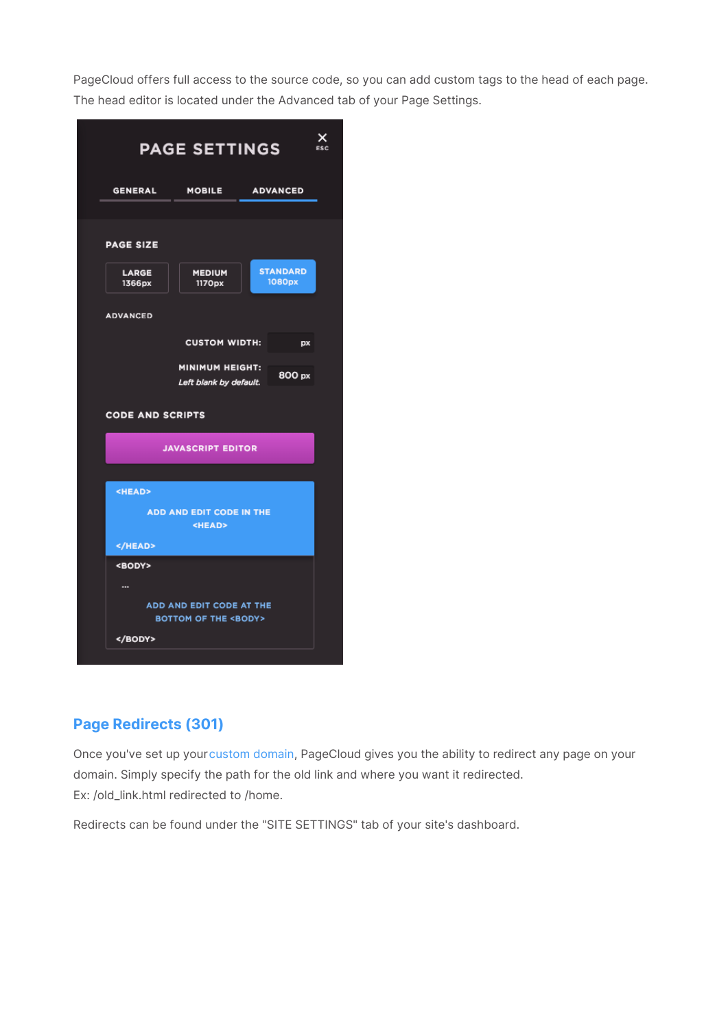PageCloud offers full access to the source code, so you can add custom tags to the head of each page. The head editor is located under the Advanced tab of your Page Settings.

## Page Redirects (301)

Once you've set up your custom domain, PageCloud gives you the ability to redirect any page on your domain. Simply specify the path for the old link and where you want it redirected.
Ex: /old_link.html redirected to /home.

Redirects can be found under the "SITE SETTINGS" tab of your site's dashboard.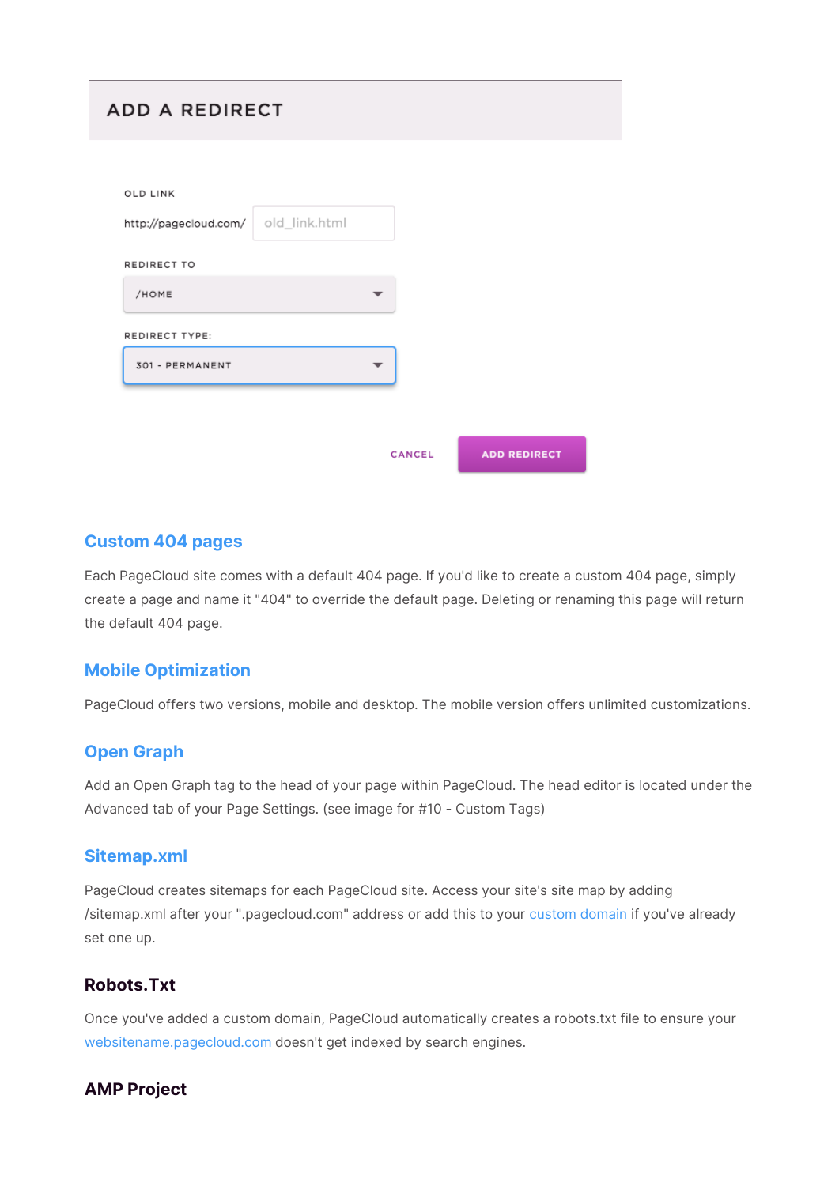## ADD A REDIRECT

OLD LINK

http://pagecloud.com/ old_link.html

REDIRECT TO

/HOME

REDIRECT TYPE:

301 - PERMANENT

CANCEL ADD REDIRECT

## Custom 404 pages

Each PageCloud site comes with a default 404 page. If you'd like to create a custom 404 page, simply create a page and name it "404" to override the default page. Deleting or renaming this page will return the default 404 page.

## Mobile Optimization

PageCloud offers two versions, mobile and desktop. The mobile version offers unlimited customizations.

## Open Graph

Add an Open Graph tag to the head of your page within PageCloud. The head editor is located under the Advanced tab of your Page Settings. (see image for #10 - Custom Tags)

## Sitemap.xml

PageCloud creates sitemaps for each PageCloud site. Access your site's site map by adding /sitemap.xml after your ".pagecloud.com" address or add this to your custom domain if you've already set one up.

## Robots.Txt

Once you've added a custom domain, PageCloud automatically creates a robots.txt file to ensure your websitename.pagecloud.com doesn't get indexed by search engines.

## AMP Project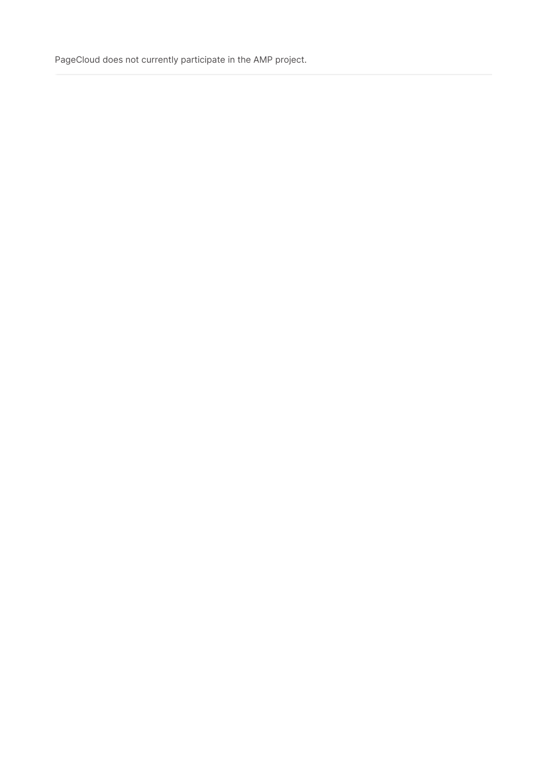PageCloud does not currently participate in the AMP project.

---